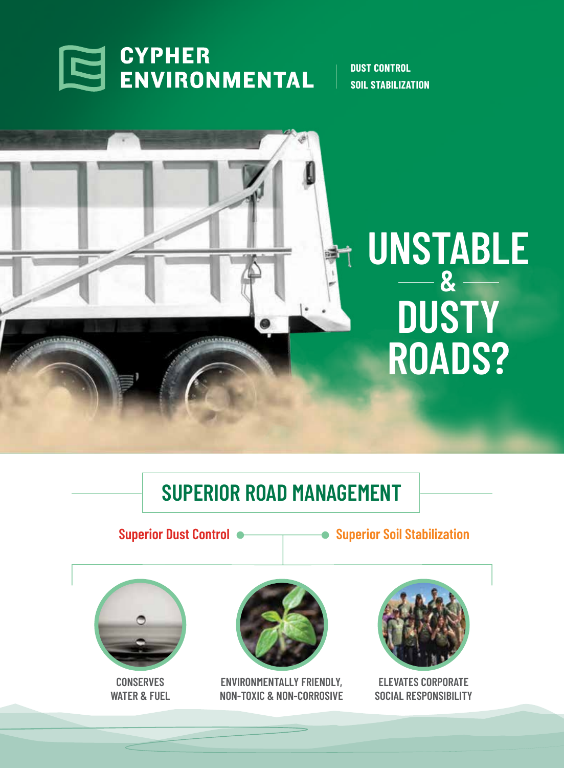# CYPHER ENVIRONMENTAL

**DUST CONTROL**
**SOIL STABILIZATION**

# UNSTABLE & DUSTY ROADS?

## SUPERIOR ROAD MANAGEMENT

Superior Dust Control

Superior Soil Stabilization

CONSERVES WATER & FUEL

ENVIRONMENTALLY FRIENDLY, NON-TOXIC & NON-CORROSIVE

ELEVATES CORPORATE SOCIAL RESPONSIBILITY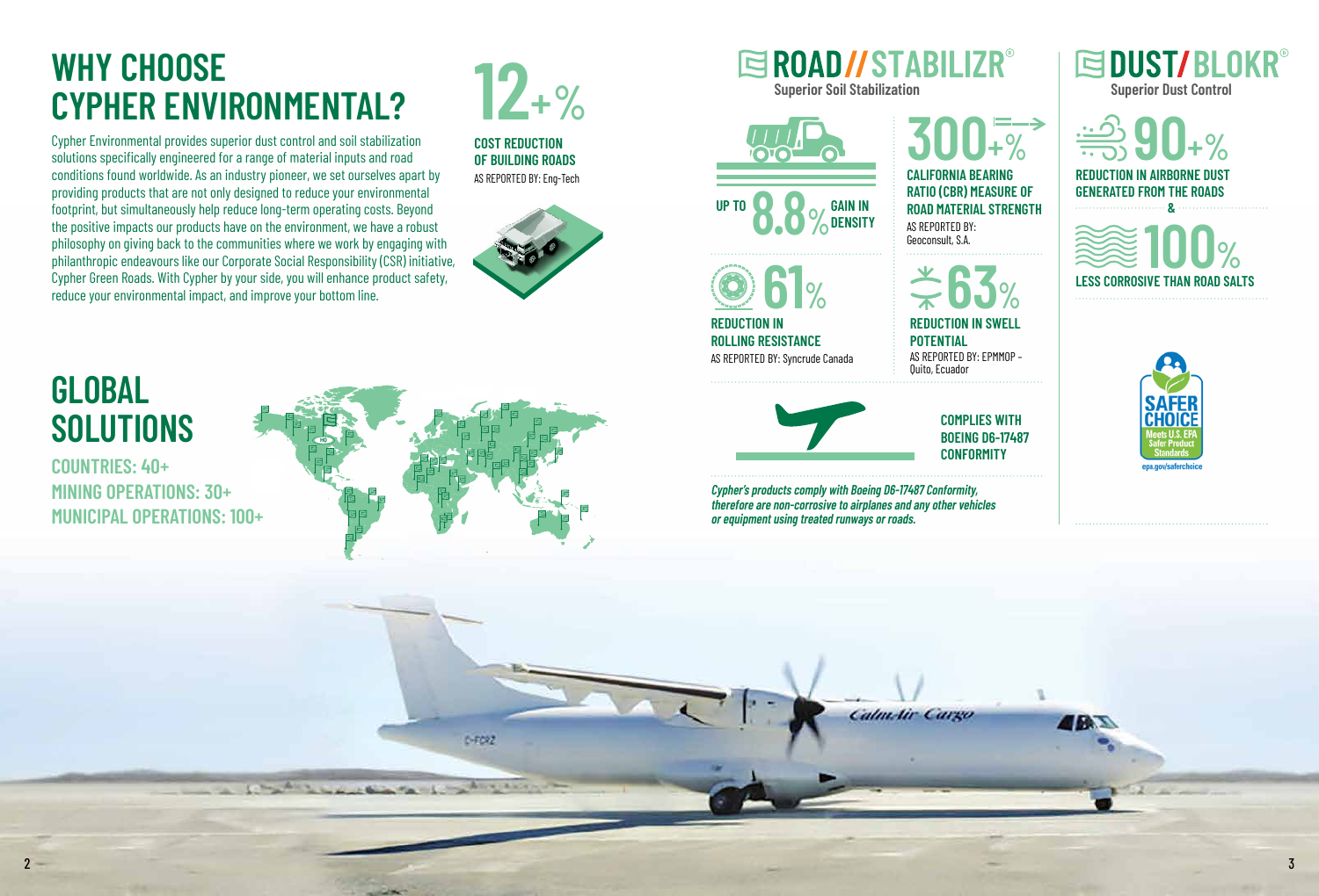# WHY CHOOSE CYPHER ENVIRONMENTAL?

Cypher Environmental provides superior dust control and soil stabilization solutions specifically engineered for a range of material inputs and road conditions found worldwide. As an industry pioneer, we set ourselves apart by providing products that are not only designed to reduce your environmental footprint, but simultaneously help reduce long-term operating costs. Beyond the positive impacts our products have on the environment, we have a robust philosophy on giving back to the communities where we work by engaging with philanthropic endeavours like our Corporate Social Responsibility (CSR) initiative, Cypher Green Roads. With Cypher by your side, you will enhance product safety, reduce your environmental impact, and improve your bottom line.

**12+%**

**COST REDUCTION OF BUILDING ROADS**
AS REPORTED BY: Eng-Tech

# GLOBAL SOLUTIONS

**COUNTRIES: 40+**
**MINING OPERATIONS: 30+**
**MUNICIPAL OPERATIONS: 100+**

## ROAD//STABILIZR®

**Superior Soil Stabilization**

UP TO **8.8%** GAIN IN DENSITY

**300+%**

**CALIFORNIA BEARING RATIO (CBR) MEASURE OF ROAD MATERIAL STRENGTH**
AS REPORTED BY: Geoconsult, S.A.

**61%**

**REDUCTION IN ROLLING RESISTANCE**
AS REPORTED BY: Syncrude Canada

**63%**

**REDUCTION IN SWELL POTENTIAL**
AS REPORTED BY: EPMMOP - Quito, Ecuador

**COMPLIES WITH BOEING D6-17487 CONFORMITY**

*Cypher's products comply with Boeing D6-17487 Conformity, therefore are non-corrosive to airplanes and any other vehicles or equipment using treated runways or roads.*

## DUST/BLOKR®

**Superior Dust Control**

**90+%**

**REDUCTION IN AIRBORNE DUST GENERATED FROM THE ROADS**

**&**

**100%**

**LESS CORROSIVE THAN ROAD SALTS**

SAFER CHOICE
Meets U.S. EPA Safer Product Standards
epa.gov/saferchoice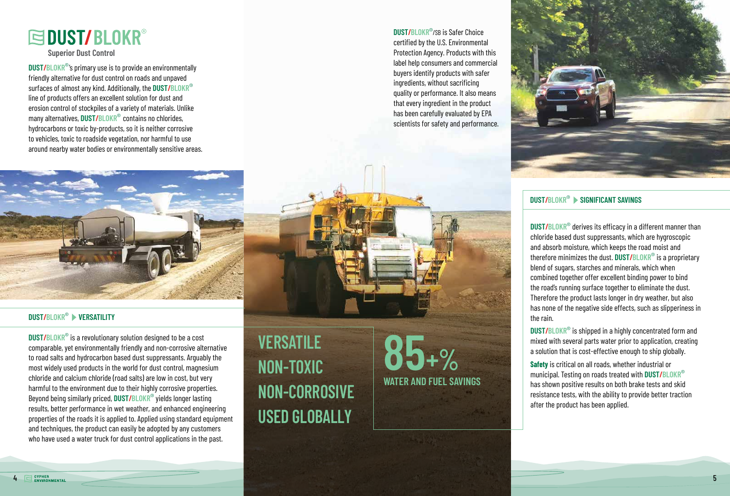# DUST/BLOKR®

**Superior Dust Control**

**DUST/BLOKR®**'s primary use is to provide an environmentally friendly alternative for dust control on roads and unpaved surfaces of almost any kind. Additionally, the **DUST/BLOKR®** line of products offers an excellent solution for dust and erosion control of stockpiles of a variety of materials. Unlike many alternatives, **DUST/BLOKR®** contains no chlorides, hydrocarbons or toxic by-products, so it is neither corrosive to vehicles, toxic to roadside vegetation, nor harmful to use around nearby water bodies or environmentally sensitive areas.

## DUST/BLOKR® ▶ VERSATILITY

**DUST/BLOKR®** is a revolutionary solution designed to be a cost comparable, yet environmentally friendly and non-corrosive alternative to road salts and hydrocarbon based dust suppressants. Arguably the most widely used products in the world for dust control, magnesium chloride and calcium chloride (road salts) are low in cost, but very harmful to the environment due to their highly corrosive properties. Beyond being similarly priced, **DUST/BLOKR®** yields longer lasting results, better performance in wet weather, and enhanced engineering properties of the roads it is applied to. Applied using standard equipment and techniques, the product can easily be adopted by any customers who have used a water truck for dust control applications in the past.

**DUST/BLOKR®**/SB is Safer Choice certified by the U.S. Environmental Protection Agency. Products with this label help consumers and commercial buyers identify products with safer ingredients, without sacrificing quality or performance. It also means that every ingredient in the product has been carefully evaluated by EPA scientists for safety and performance.

**VERSATILE**
**NON-TOXIC**
**NON-CORROSIVE**
**USED GLOBALLY**

**85+%**
**WATER AND FUEL SAVINGS**

## DUST/BLOKR® ▶ SIGNIFICANT SAVINGS

**DUST/BLOKR®** derives its efficacy in a different manner than chloride based dust suppressants, which are hygroscopic and absorb moisture, which keeps the road moist and therefore minimizes the dust. **DUST/BLOKR®** is a proprietary blend of sugars, starches and minerals, which when combined together offer excellent binding power to bind the road's running surface together to eliminate the dust. Therefore the product lasts longer in dry weather, but also has none of the negative side effects, such as slipperiness in the rain.

**DUST/BLOKR®** is shipped in a highly concentrated form and mixed with several parts water prior to application, creating a solution that is cost-effective enough to ship globally.

**Safety** is critical on all roads, whether industrial or municipal. Testing on roads treated with **DUST/BLOKR®** has shown positive results on both brake tests and skid resistance tests, with the ability to provide better traction after the product has been applied.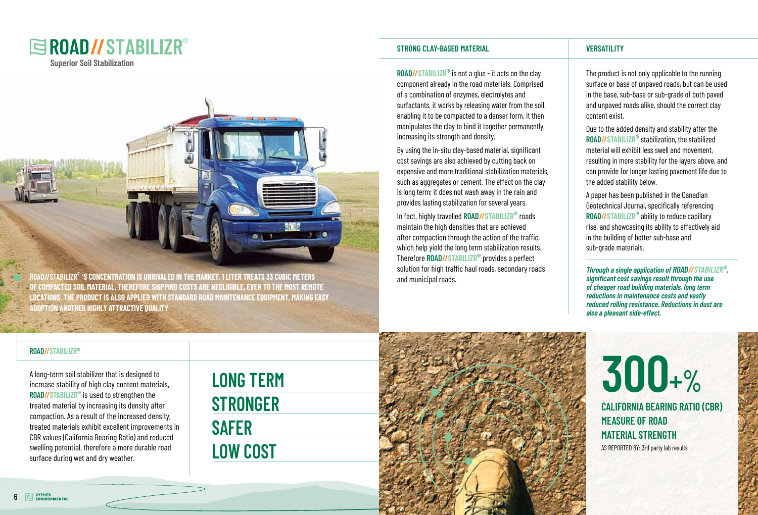# ROAD//STABILIZR®

Superior Soil Stabilization

ROAD//STABILIZR® 'S CONCENTRATION IS UNRIVALED IN THE MARKET. 1 LITER TREATS 33 CUBIC METERS OF COMPACTED SOIL MATERIAL, THEREFORE SHIPPING COSTS ARE NEGLIGIBLE, EVEN TO THE MOST REMOTE LOCATIONS. THE PRODUCT IS ALSO APPLIED WITH STANDARD ROAD MAINTENANCE EQUIPMENT, MAKING EASY ADOPTION ANOTHER HIGHLY ATTRACTIVE QUALITY

## ROAD//STABILIZR®

A long-term soil stabilizer that is designed to increase stability of high clay content materials, **ROAD//STABILIZR®** is used to strengthen the treated material by increasing its density after compaction. As a result of the increased density, treated materials exhibit excellent improvements in CBR values (California Bearing Ratio) and reduced swelling potential, therefore a more durable road surface during wet and dry weather.

**LONG TERM**

**STRONGER**

**SAFER**

**LOW COST**

## STRONG CLAY-BASED MATERIAL

**ROAD//STABILIZR®** is not a glue - it acts on the clay component already in the road materials. Comprised of a combination of enzymes, electrolytes and surfactants, it works by releasing water from the soil, enabling it to be compacted to a denser form. It then manipulates the clay to bind it together permanently, increasing its strength and density.

By using the in-situ clay-based material, significant cost savings are also achieved by cutting back on expensive and more traditional stabilization materials, such as aggregates or cement. The effect on the clay is long term; it does not wash away in the rain and provides lasting stabilization for several years.

In fact, highly travelled **ROAD//STABILIZR®** roads maintain the high densities that are achieved after compaction through the action of the traffic, which help yield the long term stabilization results. Therefore **ROAD//STABILIZR®** provides a perfect solution for high traffic haul roads, secondary roads and municipal roads.

## VERSATILITY

The product is not only applicable to the running surface or base of unpaved roads, but can be used in the base, sub-base or sub-grade of both paved and unpaved roads alike, should the correct clay content exist.

Due to the added density and stability after the **ROAD//STABILIZR®** stabilization, the stabilized material will exhibit less swell and movement, resulting in more stability for the layers above, and can provide for longer lasting pavement life due to the added stability below.

A paper has been published in the Canadian Geotechnical Journal, specifically referencing **ROAD//STABILIZR®** ability to reduce capillary rise, and showcasing its ability to effectively aid in the building of better sub-base and sub-grade materials.

***Through a single application of ROAD//STABILIZR®, significant cost savings result through the use of cheaper road building materials, long term reductions in maintenance costs and vastly reduced rolling resistance. Reductions in dust are also a pleasant side-effect.***

**300+%**

**CALIFORNIA BEARING RATIO (CBR) MEASURE OF ROAD MATERIAL STRENGTH**

AS REPORTED BY: 3rd party lab results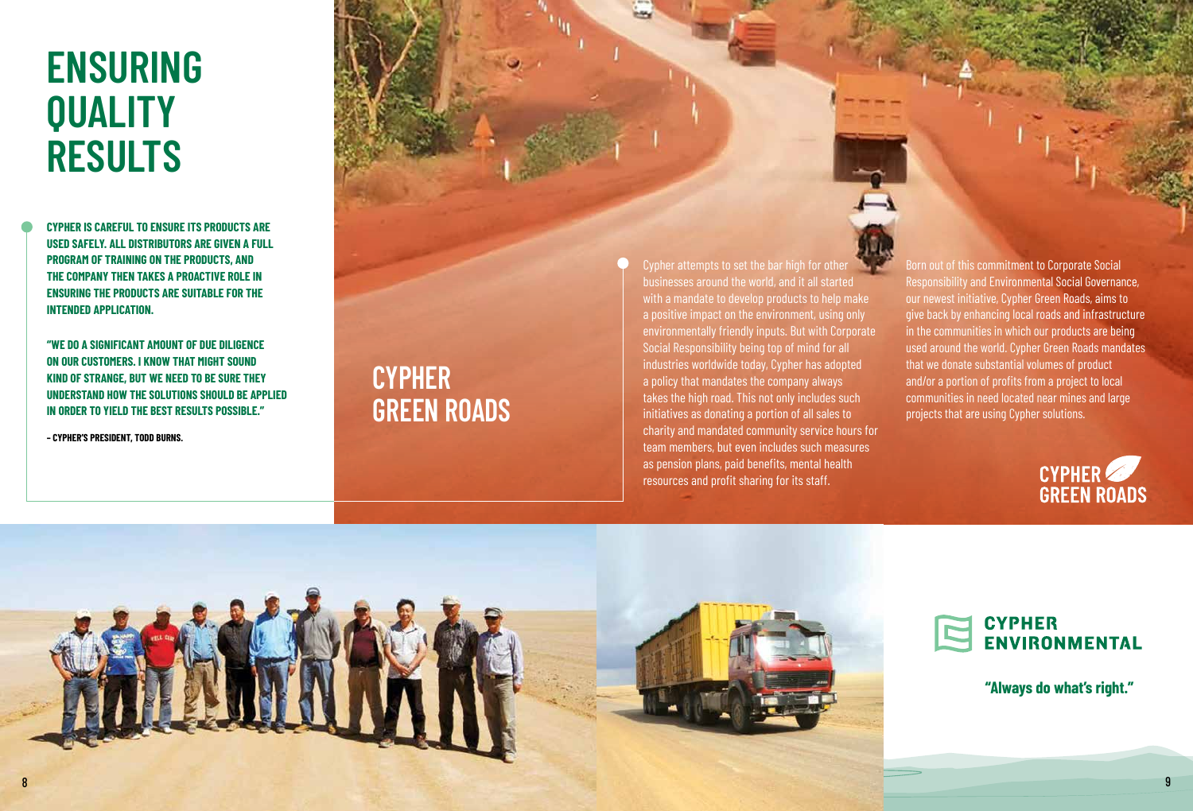# ENSURING QUALITY RESULTS

**CYPHER IS CAREFUL TO ENSURE ITS PRODUCTS ARE USED SAFELY. ALL DISTRIBUTORS ARE GIVEN A FULL PROGRAM OF TRAINING ON THE PRODUCTS, AND THE COMPANY THEN TAKES A PROACTIVE ROLE IN ENSURING THE PRODUCTS ARE SUITABLE FOR THE INTENDED APPLICATION.**

**"WE DO A SIGNIFICANT AMOUNT OF DUE DILIGENCE ON OUR CUSTOMERS. I KNOW THAT MIGHT SOUND KIND OF STRANGE, BUT WE NEED TO BE SURE THEY UNDERSTAND HOW THE SOLUTIONS SHOULD BE APPLIED IN ORDER TO YIELD THE BEST RESULTS POSSIBLE."**

**– CYPHER'S PRESIDENT, TODD BURNS.**

## CYPHER GREEN ROADS

Cypher attempts to set the bar high for other businesses around the world, and it all started with a mandate to develop products to help make a positive impact on the environment, using only environmentally friendly inputs. But with Corporate Social Responsibility being top of mind for all industries worldwide today, Cypher has adopted a policy that mandates the company always takes the high road. This not only includes such initiatives as donating a portion of all sales to charity and mandated community service hours for team members, but even includes such measures as pension plans, paid benefits, mental health resources and profit sharing for its staff.

Born out of this commitment to Corporate Social Responsibility and Environmental Social Governance, our newest initiative, Cypher Green Roads, aims to give back by enhancing local roads and infrastructure in the communities in which our products are being used around the world. Cypher Green Roads mandates that we donate substantial volumes of product and/or a portion of profits from a project to local communities in need located near mines and large projects that are using Cypher solutions.

CYPHER GREEN ROADS

CYPHER ENVIRONMENTAL

**"Always do what's right."**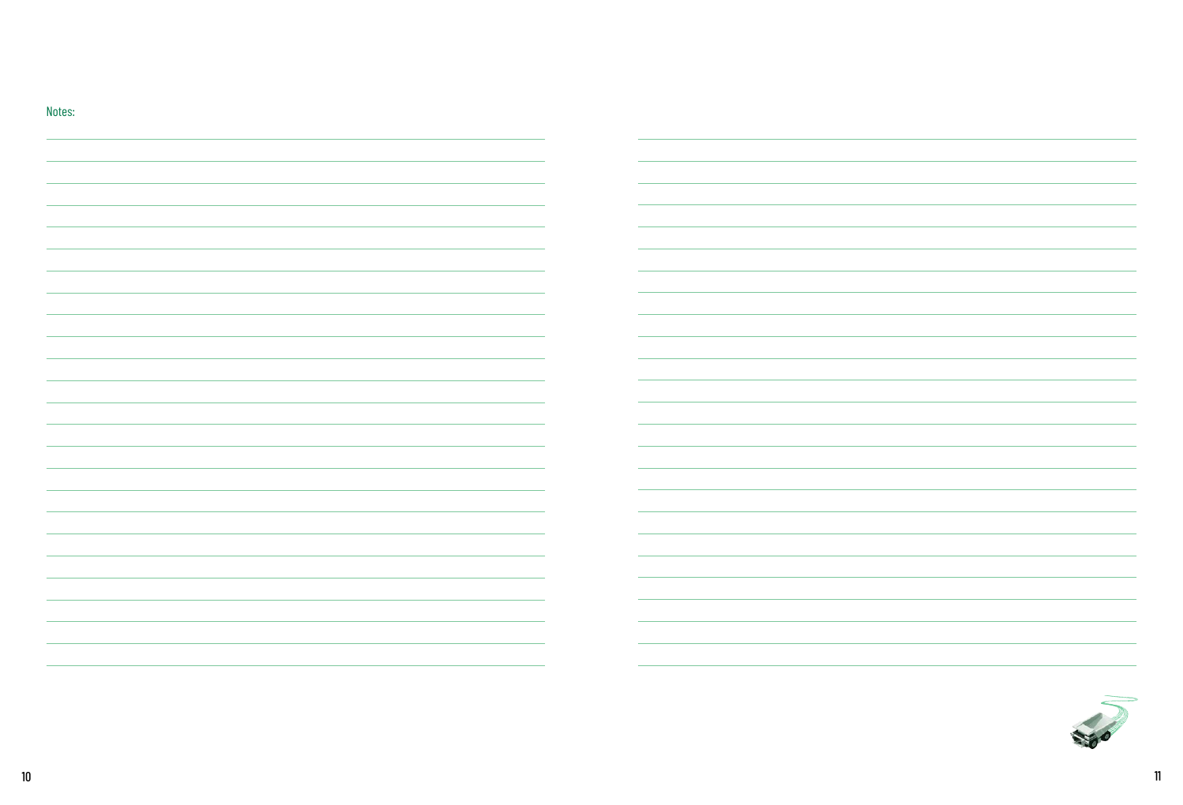Notes: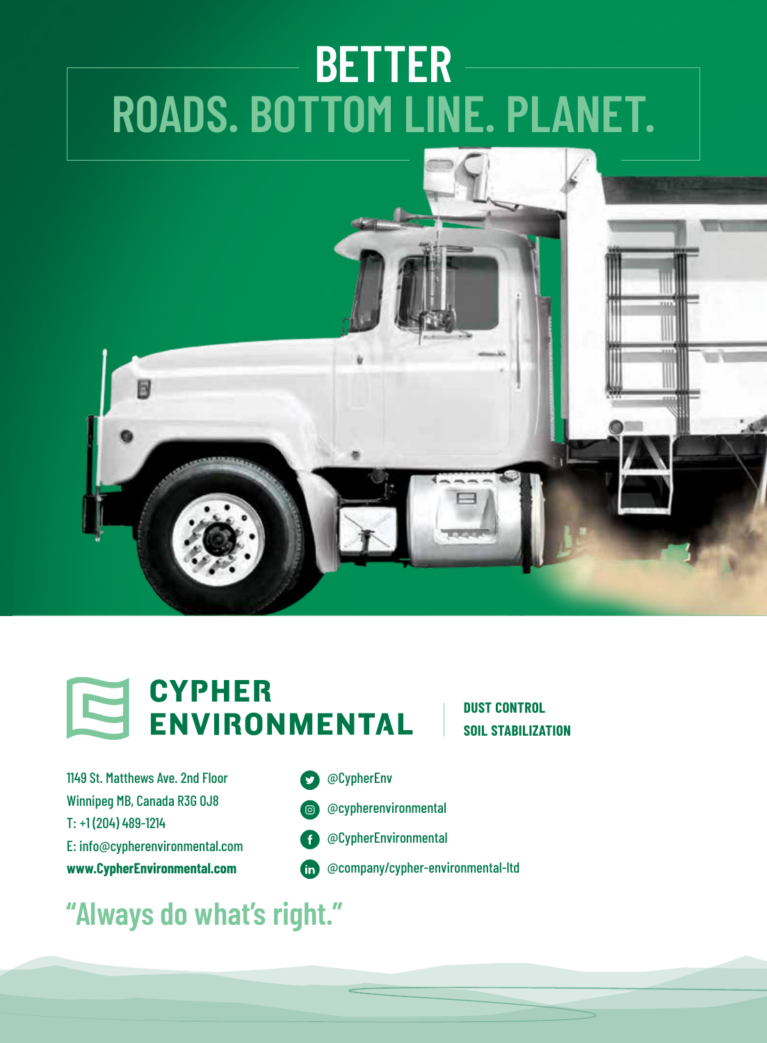# BETTER ROADS. BOTTOM LINE. PLANET.

**CYPHER ENVIRONMENTAL**

**DUST CONTROL**
**SOIL STABILIZATION**

1149 St. Matthews Ave. 2nd Floor
Winnipeg MB, Canada R3G 0J8
T: +1 (204) 489-1214
E: info@cypherenvironmental.com
**www.CypherEnvironmental.com**

@CypherEnv
@cypherenvironmental
@CypherEnvironmental
@company/cypher-environmental-ltd

## "Always do what's right."